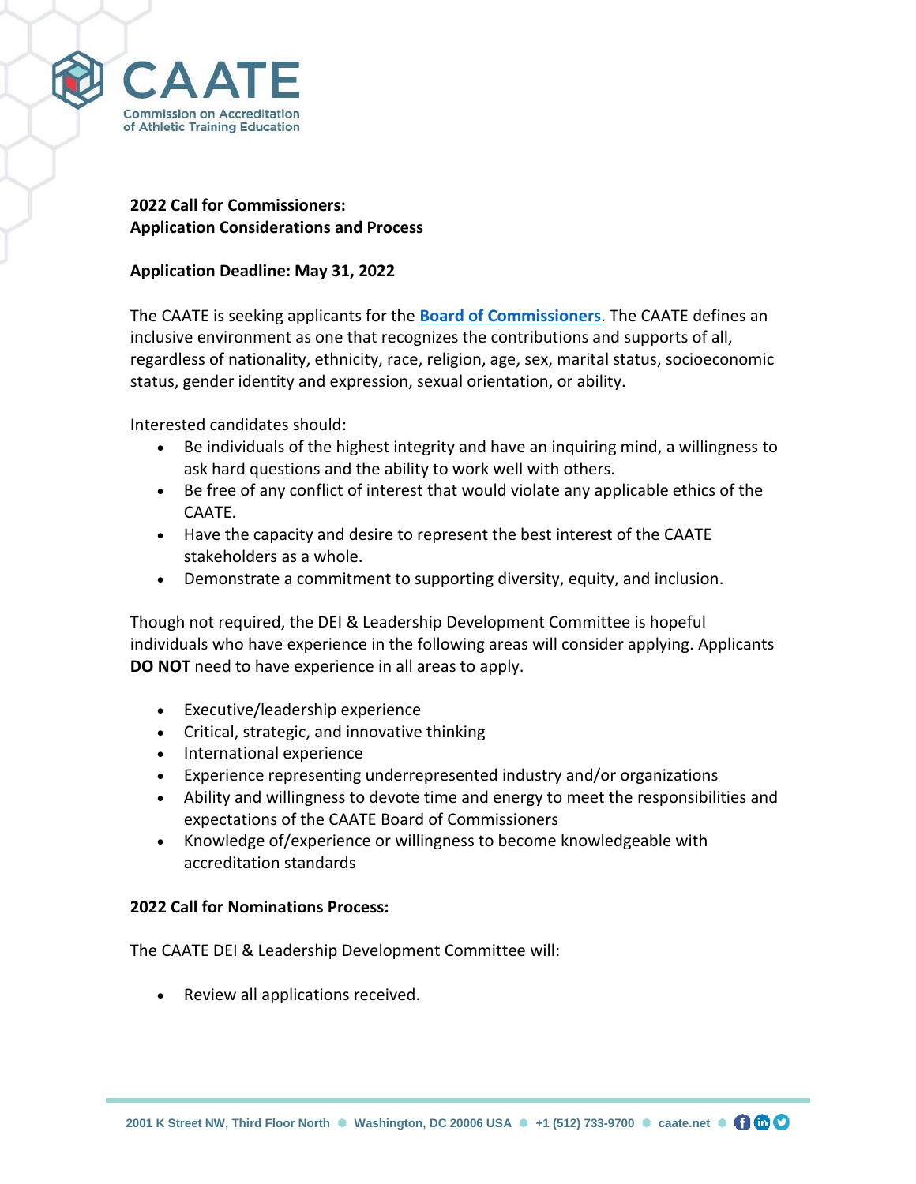**2022 Call for Commissioners:**
**Application Considerations and Process**

**Application Deadline: May 31, 2022**

The CAATE is seeking applicants for the **Board of Commissioners**. The CAATE defines an inclusive environment as one that recognizes the contributions and supports of all, regardless of nationality, ethnicity, race, religion, age, sex, marital status, socioeconomic status, gender identity and expression, sexual orientation, or ability.

Interested candidates should:

- Be individuals of the highest integrity and have an inquiring mind, a willingness to ask hard questions and the ability to work well with others.
- Be free of any conflict of interest that would violate any applicable ethics of the CAATE.
- Have the capacity and desire to represent the best interest of the CAATE stakeholders as a whole.
- Demonstrate a commitment to supporting diversity, equity, and inclusion.

Though not required, the DEI & Leadership Development Committee is hopeful individuals who have experience in the following areas will consider applying. Applicants **DO NOT** need to have experience in all areas to apply.

- Executive/leadership experience
- Critical, strategic, and innovative thinking
- International experience
- Experience representing underrepresented industry and/or organizations
- Ability and willingness to devote time and energy to meet the responsibilities and expectations of the CAATE Board of Commissioners
- Knowledge of/experience or willingness to become knowledgeable with accreditation standards

**2022 Call for Nominations Process:**

The CAATE DEI & Leadership Development Committee will:

- Review all applications received.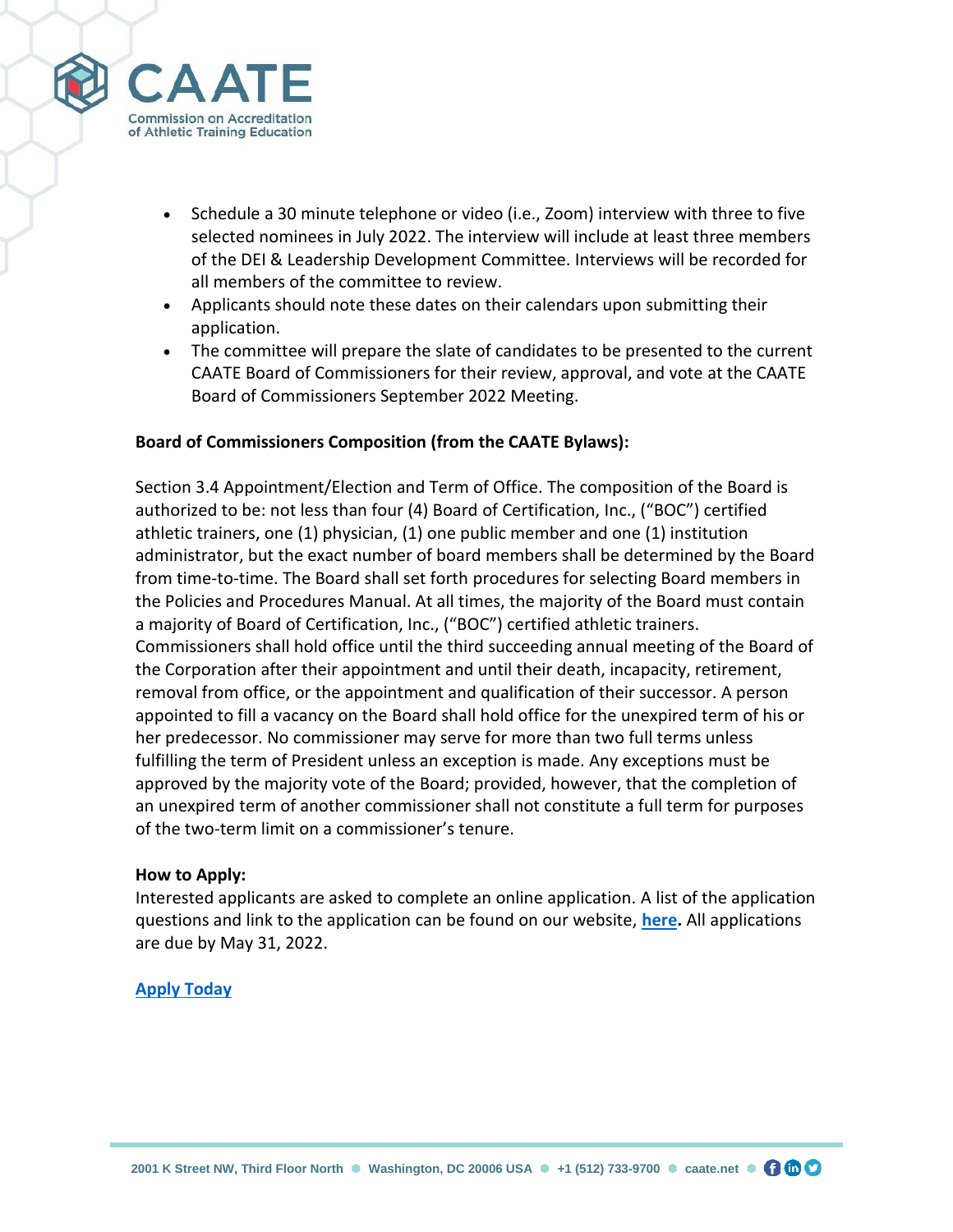- Schedule a 30 minute telephone or video (i.e., Zoom) interview with three to five selected nominees in July 2022. The interview will include at least three members of the DEI & Leadership Development Committee. Interviews will be recorded for all members of the committee to review.
- Applicants should note these dates on their calendars upon submitting their application.
- The committee will prepare the slate of candidates to be presented to the current CAATE Board of Commissioners for their review, approval, and vote at the CAATE Board of Commissioners September 2022 Meeting.

**Board of Commissioners Composition (from the CAATE Bylaws):**

Section 3.4 Appointment/Election and Term of Office. The composition of the Board is authorized to be: not less than four (4) Board of Certification, Inc., ("BOC") certified athletic trainers, one (1) physician, (1) one public member and one (1) institution administrator, but the exact number of board members shall be determined by the Board from time-to-time. The Board shall set forth procedures for selecting Board members in the Policies and Procedures Manual. At all times, the majority of the Board must contain a majority of Board of Certification, Inc., ("BOC") certified athletic trainers. Commissioners shall hold office until the third succeeding annual meeting of the Board of the Corporation after their appointment and until their death, incapacity, retirement, removal from office, or the appointment and qualification of their successor. A person appointed to fill a vacancy on the Board shall hold office for the unexpired term of his or her predecessor. No commissioner may serve for more than two full terms unless fulfilling the term of President unless an exception is made. Any exceptions must be approved by the majority vote of the Board; provided, however, that the completion of an unexpired term of another commissioner shall not constitute a full term for purposes of the two-term limit on a commissioner's tenure.

**How to Apply:**
Interested applicants are asked to complete an online application. A list of the application questions and link to the application can be found on our website, **here.** All applications are due by May 31, 2022.

**Apply Today**